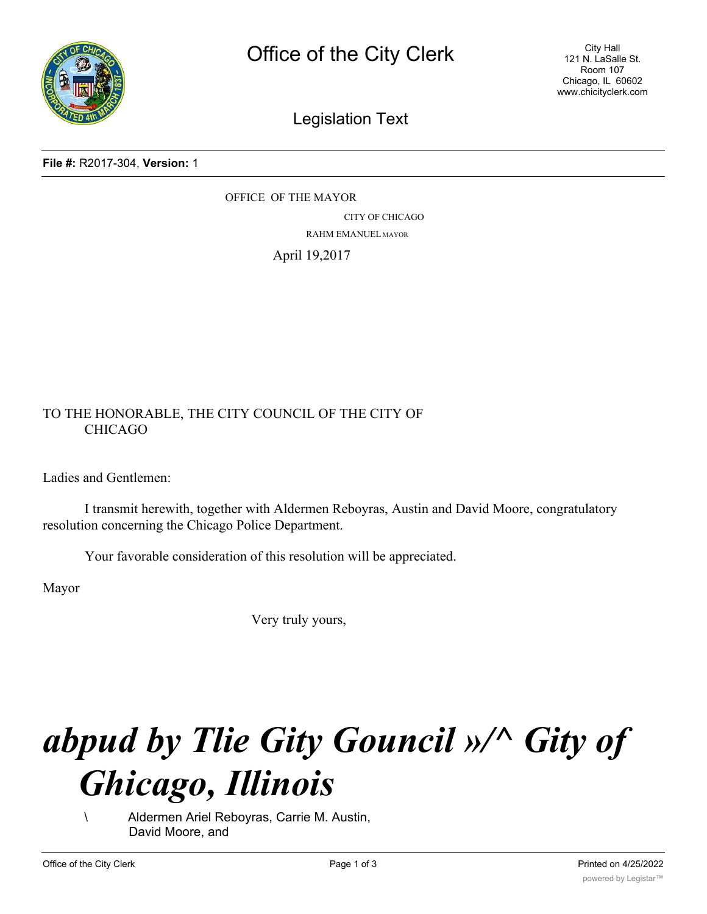# Office of the City Clerk

City Hall
121 N. LaSalle St.
Room 107
Chicago, IL 60602
www.chicityclerk.com

## Legislation Text

**File #:** R2017-304, **Version:** 1

OFFICE OF THE MAYOR

CITY OF CHICAGO

RAHM EMANUEL MAYOR

April 19,2017

TO THE HONORABLE, THE CITY COUNCIL OF THE CITY OF CHICAGO

Ladies and Gentlemen:

I transmit herewith, together with Aldermen Reboyras, Austin and David Moore, congratulatory resolution concerning the Chicago Police Department.

Your favorable consideration of this resolution will be appreciated.

Mayor

Very truly yours,

# ***abpud by Tlie Gity Gouncil »/^ Gity of Ghicago, Illinois***

\ Aldermen Ariel Reboyras, Carrie M. Austin, David Moore, and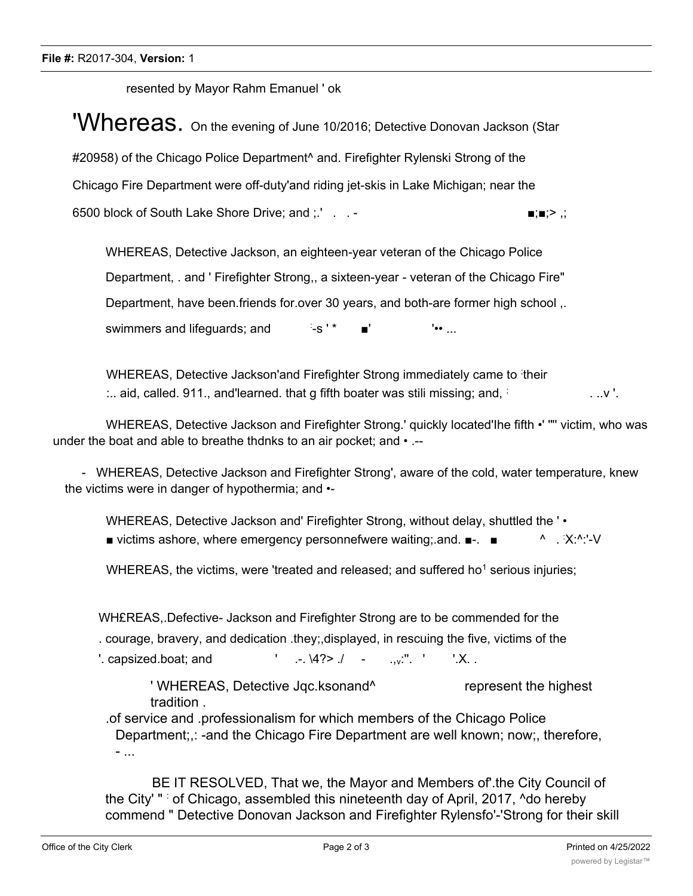resented by Mayor Rahm Emanuel ' ok

'Whereas. On the evening of June 10/2016; Detective Donovan Jackson (Star #20958) of the Chicago Police Department^ and. Firefighter Rylenski Strong of the Chicago Fire Department were off-duty'and riding jet-skis in Lake Michigan; near the 6500 block of South Lake Shore Drive; and ;.' . . - ■;■;> ,;

WHEREAS, Detective Jackson, an eighteen-year veteran of the Chicago Police Department, . and ' Firefighter Strong,, a sixteen-year - veteran of the Chicago Fire" Department, have been.friends for.over 30 years, and both-are former high school ,. swimmers and lifeguards; and -s ' * ■' '•• ...

WHEREAS, Detective Jackson'and Firefighter Strong immediately came to their :.. aid, called. 911., and'learned. that g fifth boater was stili missing; and, . ..v '.

WHEREAS, Detective Jackson and Firefighter Strong.' quickly located'Ihe fifth •' "" victim, who was under the boat and able to breathe thdnks to an air pocket; and • .--

- WHEREAS, Detective Jackson and Firefighter Strong', aware of the cold, water temperature, knew the victims were in danger of hypothermia; and •-

WHEREAS, Detective Jackson and' Firefighter Strong, without delay, shuttled the ' • ■ victims ashore, where emergency personnefwere waiting;.and. ■-. ■ ^ . X:^:'-V

WHEREAS, the victims, were 'treated and released; and suffered ho[1] serious injuries;

WH£REAS,.Defective- Jackson and Firefighter Strong are to be commended for the . courage, bravery, and dedication .they;,displayed, in rescuing the five, victims of the '. capsized.boat; and ' .-. \4?> ./ - .,v:". ' '.X. .

' WHEREAS, Detective Jqc.ksonand^ represent the highest tradition . .of service and .professionalism for which members of the Chicago Police Department;,: -and the Chicago Fire Department are well known; now;, therefore, - ...

BE IT RESOLVED, That we, the Mayor and Members of'.the City Council of the City' " of Chicago, assembled this nineteenth day of April, 2017, ^do hereby commend " Detective Donovan Jackson and Firefighter Rylensfo'-'Strong for their skill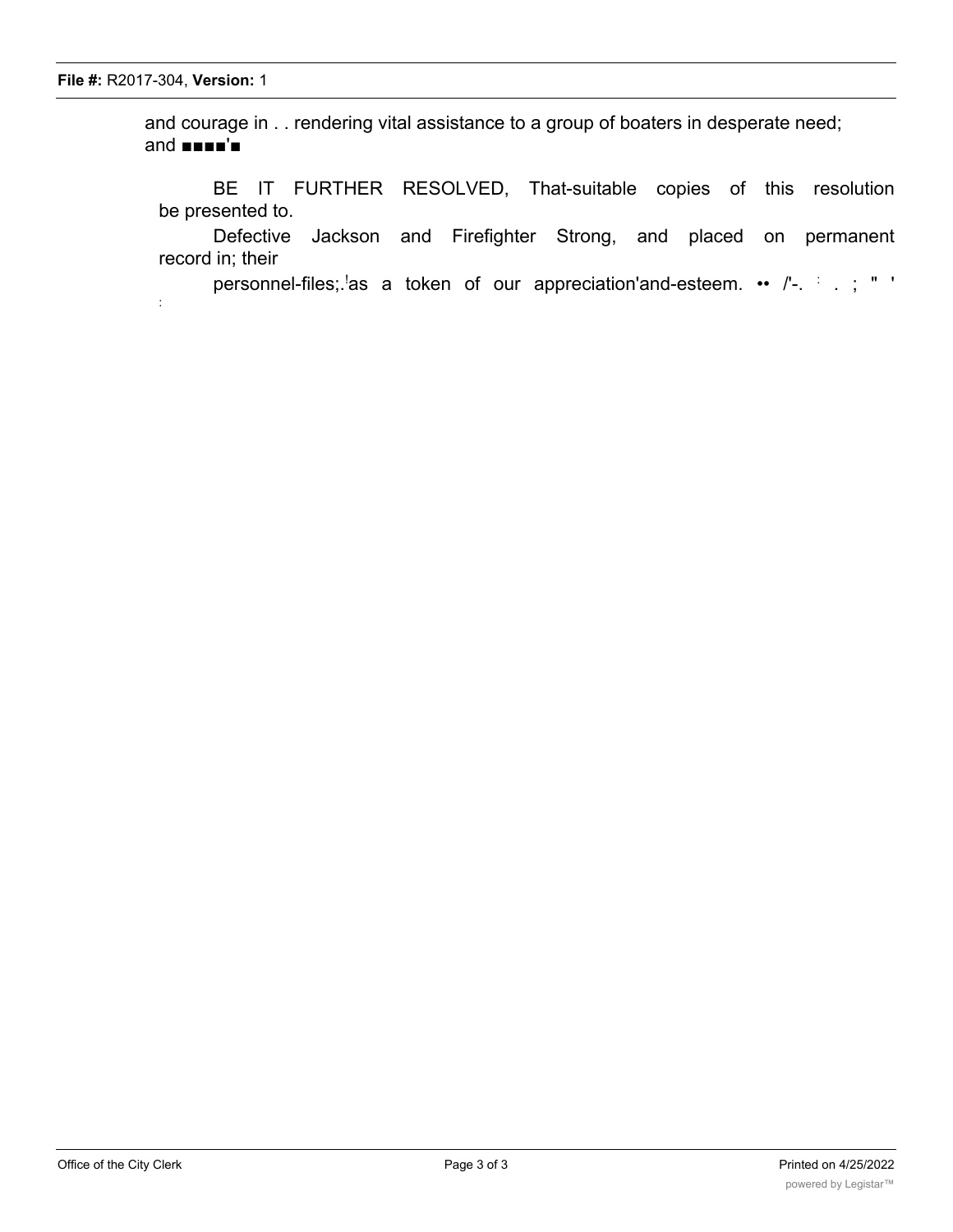and courage in . . rendering vital assistance to a group of boaters in desperate need; and ■■■■'■

BE IT FURTHER RESOLVED, That-suitable copies of this resolution be presented to.

Defective Jackson and Firefighter Strong, and placed on permanent record in; their

personnel-files;.!as a token of our appreciation'and-esteem. •• /'-. : . ; " ' :